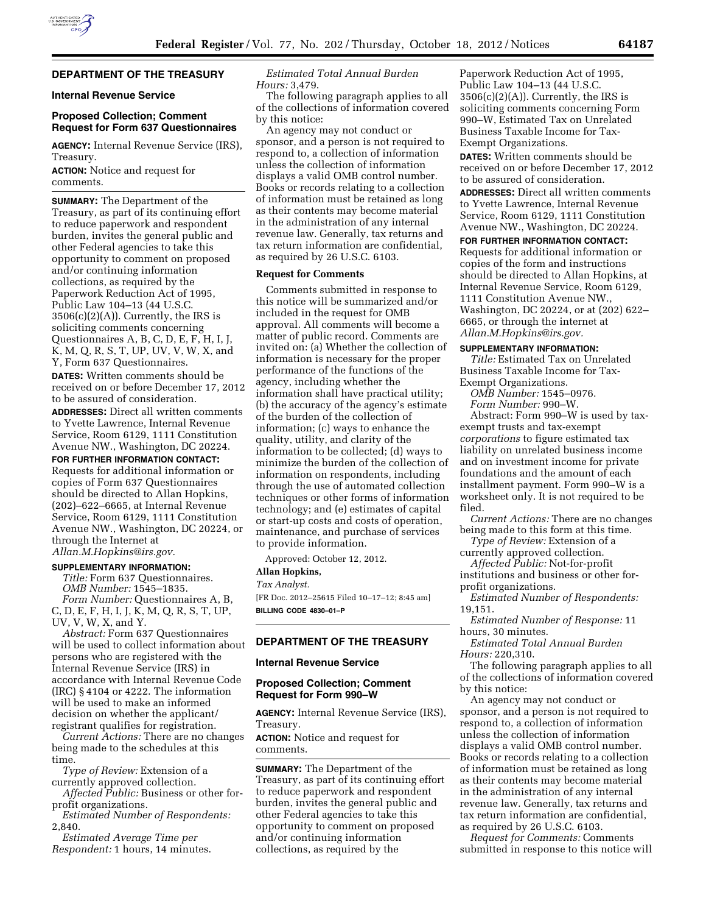## DEPARTMENT OF THE TREASURY

### Internal Revenue Service

### Proposed Collection; Comment Request for Form 637 Questionnaires

**AGENCY:** Internal Revenue Service (IRS), Treasury.

**ACTION:** Notice and request for comments.

**SUMMARY:** The Department of the Treasury, as part of its continuing effort to reduce paperwork and respondent burden, invites the general public and other Federal agencies to take this opportunity to comment on proposed and/or continuing information collections, as required by the Paperwork Reduction Act of 1995, Public Law 104–13 (44 U.S.C. 3506(c)(2)(A)). Currently, the IRS is soliciting comments concerning Questionnaires A, B, C, D, E, F, H, I, J, K, M, Q, R, S, T, UP, UV, V, W, X, and Y, Form 637 Questionnaires.

**DATES:** Written comments should be received on or before December 17, 2012 to be assured of consideration.

**ADDRESSES:** Direct all written comments to Yvette Lawrence, Internal Revenue Service, Room 6129, 1111 Constitution Avenue NW., Washington, DC 20224.

**FOR FURTHER INFORMATION CONTACT:** Requests for additional information or copies of Form 637 Questionnaires should be directed to Allan Hopkins, (202)–622–6665, at Internal Revenue Service, Room 6129, 1111 Constitution Avenue NW., Washington, DC 20224, or through the Internet at *Allan.M.Hopkins@irs.gov.*

**SUPPLEMENTARY INFORMATION:**

*Title:* Form 637 Questionnaires.

*OMB Number:* 1545–1835.

*Form Number:* Questionnaires A, B, C, D, E, F, H, I, J, K, M, Q, R, S, T, UP, UV, V, W, X, and Y.

*Abstract:* Form 637 Questionnaires will be used to collect information about persons who are registered with the Internal Revenue Service (IRS) in accordance with Internal Revenue Code (IRC) § 4104 or 4222. The information will be used to make an informed decision on whether the applicant/registrant qualifies for registration.

*Current Actions:* There are no changes being made to the schedules at this time.

*Type of Review:* Extension of a currently approved collection.

*Affected Public:* Business or other for-profit organizations.

*Estimated Number of Respondents:* 2,840.

*Estimated Average Time per Respondent:* 1 hours, 14 minutes.

*Estimated Total Annual Burden Hours:* 3,479.

The following paragraph applies to all of the collections of information covered by this notice:

An agency may not conduct or sponsor, and a person is not required to respond to, a collection of information unless the collection of information displays a valid OMB control number. Books or records relating to a collection of information must be retained as long as their contents may become material in the administration of any internal revenue law. Generally, tax returns and tax return information are confidential, as required by 26 U.S.C. 6103.

#### Request for Comments

Comments submitted in response to this notice will be summarized and/or included in the request for OMB approval. All comments will become a matter of public record. Comments are invited on: (a) Whether the collection of information is necessary for the proper performance of the functions of the agency, including whether the information shall have practical utility; (b) the accuracy of the agency's estimate of the burden of the collection of information; (c) ways to enhance the quality, utility, and clarity of the information to be collected; (d) ways to minimize the burden of the collection of information on respondents, including through the use of automated collection techniques or other forms of information technology; and (e) estimates of capital or start-up costs and costs of operation, maintenance, and purchase of services to provide information.

Approved: October 12, 2012.

**Allan Hopkins,**

*Tax Analyst.*

[FR Doc. 2012–25615 Filed 10–17–12; 8:45 am]

**BILLING CODE 4830–01–P**

## DEPARTMENT OF THE TREASURY

### Internal Revenue Service

### Proposed Collection; Comment Request for Form 990–W

**AGENCY:** Internal Revenue Service (IRS), Treasury.

**ACTION:** Notice and request for comments.

**SUMMARY:** The Department of the Treasury, as part of its continuing effort to reduce paperwork and respondent burden, invites the general public and other Federal agencies to take this opportunity to comment on proposed and/or continuing information collections, as required by the Paperwork Reduction Act of 1995, Public Law 104–13 (44 U.S.C. 3506(c)(2)(A)). Currently, the IRS is soliciting comments concerning Form 990–W, Estimated Tax on Unrelated Business Taxable Income for Tax-Exempt Organizations.

**DATES:** Written comments should be received on or before December 17, 2012 to be assured of consideration.

**ADDRESSES:** Direct all written comments to Yvette Lawrence, Internal Revenue Service, Room 6129, 1111 Constitution Avenue NW., Washington, DC 20224.

**FOR FURTHER INFORMATION CONTACT:** Requests for additional information or copies of the form and instructions should be directed to Allan Hopkins, at Internal Revenue Service, Room 6129, 1111 Constitution Avenue NW., Washington, DC 20224, or at (202) 622–6665, or through the internet at *Allan.M.Hopkins@irs.gov.*

**SUPPLEMENTARY INFORMATION:**

*Title:* Estimated Tax on Unrelated Business Taxable Income for Tax-Exempt Organizations.

*OMB Number:* 1545–0976.

*Form Number:* 990–W.

Abstract: Form 990–W is used by tax-exempt trusts and tax-exempt *corporations* to figure estimated tax liability on unrelated business income and on investment income for private foundations and the amount of each installment payment. Form 990–W is a worksheet only. It is not required to be filed.

*Current Actions:* There are no changes being made to this form at this time.

*Type of Review:* Extension of a currently approved collection.

*Affected Public:* Not-for-profit institutions and business or other for-profit organizations.

*Estimated Number of Respondents:* 19,151.

*Estimated Number of Response:* 11 hours, 30 minutes.

*Estimated Total Annual Burden Hours:* 220,310.

The following paragraph applies to all of the collections of information covered by this notice:

An agency may not conduct or sponsor, and a person is not required to respond to, a collection of information unless the collection of information displays a valid OMB control number. Books or records relating to a collection of information must be retained as long as their contents may become material in the administration of any internal revenue law. Generally, tax returns and tax return information are confidential, as required by 26 U.S.C. 6103.

*Request for Comments:* Comments submitted in response to this notice will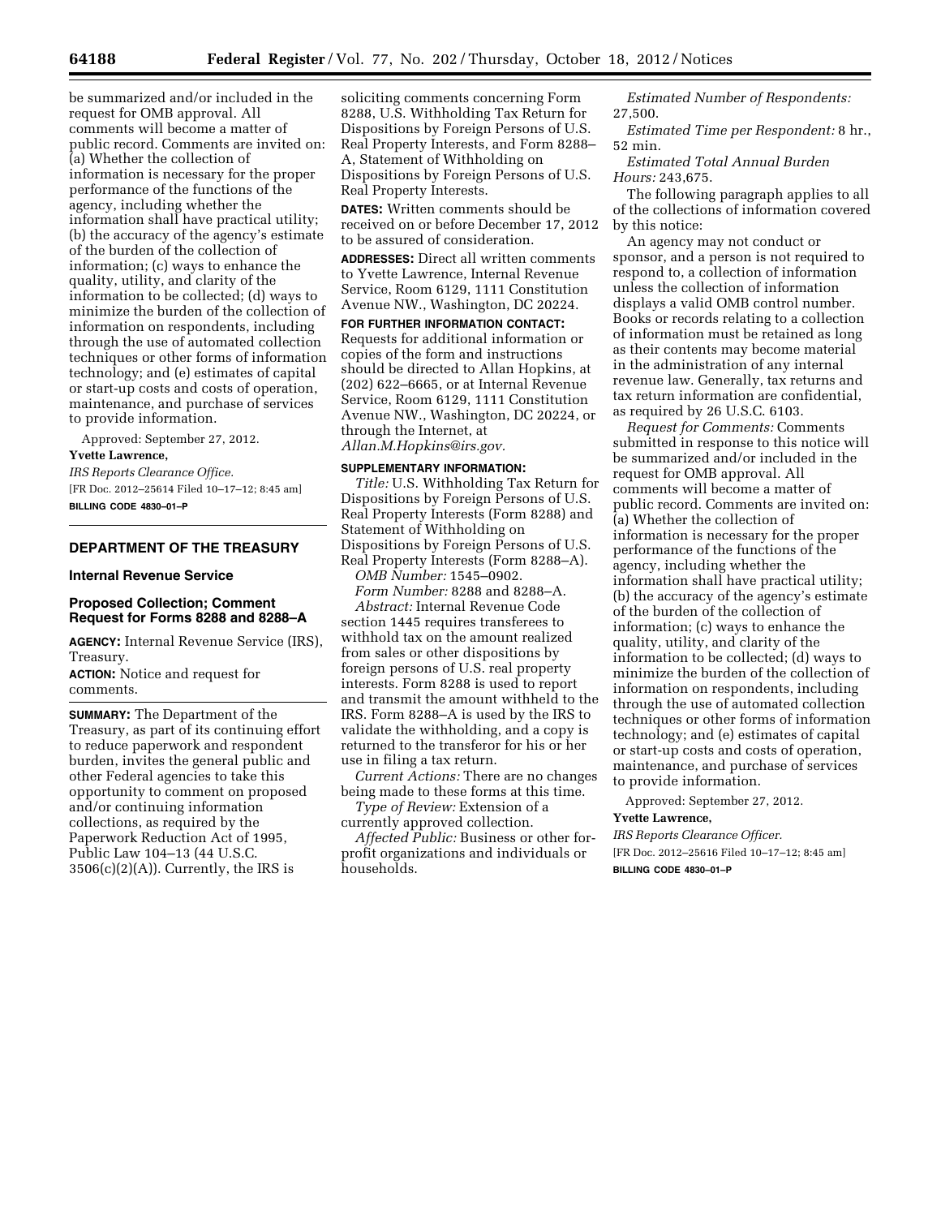be summarized and/or included in the request for OMB approval. All comments will become a matter of public record. Comments are invited on: (a) Whether the collection of information is necessary for the proper performance of the functions of the agency, including whether the information shall have practical utility; (b) the accuracy of the agency's estimate of the burden of the collection of information; (c) ways to enhance the quality, utility, and clarity of the information to be collected; (d) ways to minimize the burden of the collection of information on respondents, including through the use of automated collection techniques or other forms of information technology; and (e) estimates of capital or start-up costs and costs of operation, maintenance, and purchase of services to provide information.

Approved: September 27, 2012.

**Yvette Lawrence,**

*IRS Reports Clearance Office.*

[FR Doc. 2012–25614 Filed 10–17–12; 8:45 am]

**BILLING CODE 4830–01–P**

## DEPARTMENT OF THE TREASURY

### Internal Revenue Service

### Proposed Collection; Comment Request for Forms 8288 and 8288–A

**AGENCY:** Internal Revenue Service (IRS), Treasury.

**ACTION:** Notice and request for comments.

**SUMMARY:** The Department of the Treasury, as part of its continuing effort to reduce paperwork and respondent burden, invites the general public and other Federal agencies to take this opportunity to comment on proposed and/or continuing information collections, as required by the Paperwork Reduction Act of 1995, Public Law 104–13 (44 U.S.C. 3506(c)(2)(A)). Currently, the IRS is soliciting comments concerning Form 8288, U.S. Withholding Tax Return for Dispositions by Foreign Persons of U.S. Real Property Interests, and Form 8288–A, Statement of Withholding on Dispositions by Foreign Persons of U.S. Real Property Interests.

**DATES:** Written comments should be received on or before December 17, 2012 to be assured of consideration.

**ADDRESSES:** Direct all written comments to Yvette Lawrence, Internal Revenue Service, Room 6129, 1111 Constitution Avenue NW., Washington, DC 20224.

**FOR FURTHER INFORMATION CONTACT:** Requests for additional information or copies of the form and instructions should be directed to Allan Hopkins, at (202) 622–6665, or at Internal Revenue Service, Room 6129, 1111 Constitution Avenue NW., Washington, DC 20224, or through the Internet, at *Allan.M.Hopkins@irs.gov.*

**SUPPLEMENTARY INFORMATION:**

*Title:* U.S. Withholding Tax Return for Dispositions by Foreign Persons of U.S. Real Property Interests (Form 8288) and Statement of Withholding on Dispositions by Foreign Persons of U.S. Real Property Interests (Form 8288–A).

*OMB Number:* 1545–0902.

*Form Number:* 8288 and 8288–A.

*Abstract:* Internal Revenue Code section 1445 requires transferees to withhold tax on the amount realized from sales or other dispositions by foreign persons of U.S. real property interests. Form 8288 is used to report and transmit the amount withheld to the IRS. Form 8288–A is used by the IRS to validate the withholding, and a copy is returned to the transferor for his or her use in filing a tax return.

*Current Actions:* There are no changes being made to these forms at this time.

*Type of Review:* Extension of a currently approved collection.

*Affected Public:* Business or other for-profit organizations and individuals or households.

*Estimated Number of Respondents:* 27,500.

*Estimated Time per Respondent:* 8 hr., 52 min.

*Estimated Total Annual Burden Hours:* 243,675.

The following paragraph applies to all of the collections of information covered by this notice:

An agency may not conduct or sponsor, and a person is not required to respond to, a collection of information unless the collection of information displays a valid OMB control number. Books or records relating to a collection of information must be retained as long as their contents may become material in the administration of any internal revenue law. Generally, tax returns and tax return information are confidential, as required by 26 U.S.C. 6103.

*Request for Comments:* Comments submitted in response to this notice will be summarized and/or included in the request for OMB approval. All comments will become a matter of public record. Comments are invited on: (a) Whether the collection of information is necessary for the proper performance of the functions of the agency, including whether the information shall have practical utility; (b) the accuracy of the agency's estimate of the burden of the collection of information; (c) ways to enhance the quality, utility, and clarity of the information to be collected; (d) ways to minimize the burden of the collection of information on respondents, including through the use of automated collection techniques or other forms of information technology; and (e) estimates of capital or start-up costs and costs of operation, maintenance, and purchase of services to provide information.

Approved: September 27, 2012.

**Yvette Lawrence,**

*IRS Reports Clearance Officer.*

[FR Doc. 2012–25616 Filed 10–17–12; 8:45 am]

**BILLING CODE 4830–01–P**